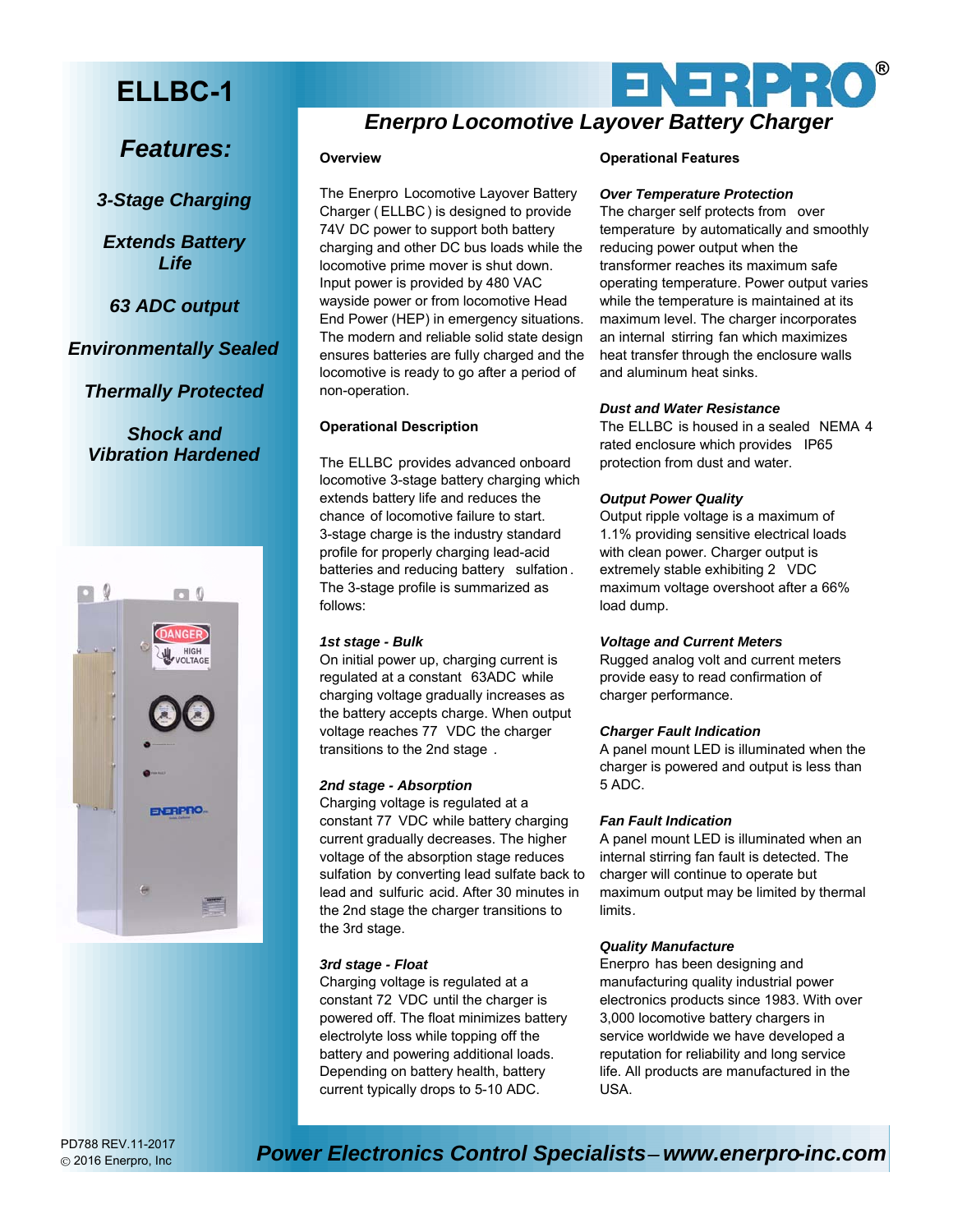# ELLBC-1

## Features:

***3-Stage Charging***

***Extends Battery Life***

***63 ADC output***

***Environmentally Sealed***

***Thermally Protected***

***Shock and Vibration Hardened***

# Enerpro Locomotive Layover Battery Charger

### Overview

The Enerpro Locomotive Layover Battery Charger ( ELLBC ) is designed to provide 74V DC power to support both battery charging and other DC bus loads while the locomotive prime mover is shut down. Input power is provided by 480 VAC wayside power or from locomotive Head End Power (HEP) in emergency situations. The modern and reliable solid state design ensures batteries are fully charged and the locomotive is ready to go after a period of non-operation.

### Operational Description

The ELLBC provides advanced onboard locomotive 3-stage battery charging which extends battery life and reduces the chance of locomotive failure to start. 3-stage charge is the industry standard profile for properly charging lead-acid batteries and reducing battery sulfation. The 3-stage profile is summarized as follows:

***1st stage - Bulk***

On initial power up, charging current is regulated at a constant 63ADC while charging voltage gradually increases as the battery accepts charge. When output voltage reaches 77 VDC the charger transitions to the 2nd stage .

***2nd stage - Absorption***

Charging voltage is regulated at a constant 77 VDC while battery charging current gradually decreases. The higher voltage of the absorption stage reduces sulfation by converting lead sulfate back to lead and sulfuric acid. After 30 minutes in the 2nd stage the charger transitions to the 3rd stage.

***3rd stage - Float***

Charging voltage is regulated at a constant 72 VDC until the charger is powered off. The float minimizes battery electrolyte loss while topping off the battery and powering additional loads. Depending on battery health, battery current typically drops to 5-10 ADC.

### Operational Features

***Over Temperature Protection***

The charger self protects from over temperature by automatically and smoothly reducing power output when the transformer reaches its maximum safe operating temperature. Power output varies while the temperature is maintained at its maximum level. The charger incorporates an internal stirring fan which maximizes heat transfer through the enclosure walls and aluminum heat sinks.

***Dust and Water Resistance***

The ELLBC is housed in a sealed NEMA 4 rated enclosure which provides IP65 protection from dust and water.

***Output Power Quality***

Output ripple voltage is a maximum of 1.1% providing sensitive electrical loads with clean power. Charger output is extremely stable exhibiting 2 VDC maximum voltage overshoot after a 66% load dump.

***Voltage and Current Meters***

Rugged analog volt and current meters provide easy to read confirmation of charger performance.

***Charger Fault Indication***

A panel mount LED is illuminated when the charger is powered and output is less than 5 ADC.

***Fan Fault Indication***

A panel mount LED is illuminated when an internal stirring fan fault is detected. The charger will continue to operate but maximum output may be limited by thermal limits.

***Quality Manufacture***

Enerpro has been designing and manufacturing quality industrial power electronics products since 1983. With over 3,000 locomotive battery chargers in service worldwide we have developed a reputation for reliability and long service life. All products are manufactured in the USA.

PD788 REV.11-2017
© 2016 Enerpro, Inc

***Power Electronics Control Specialists – www.enerpro-inc.com***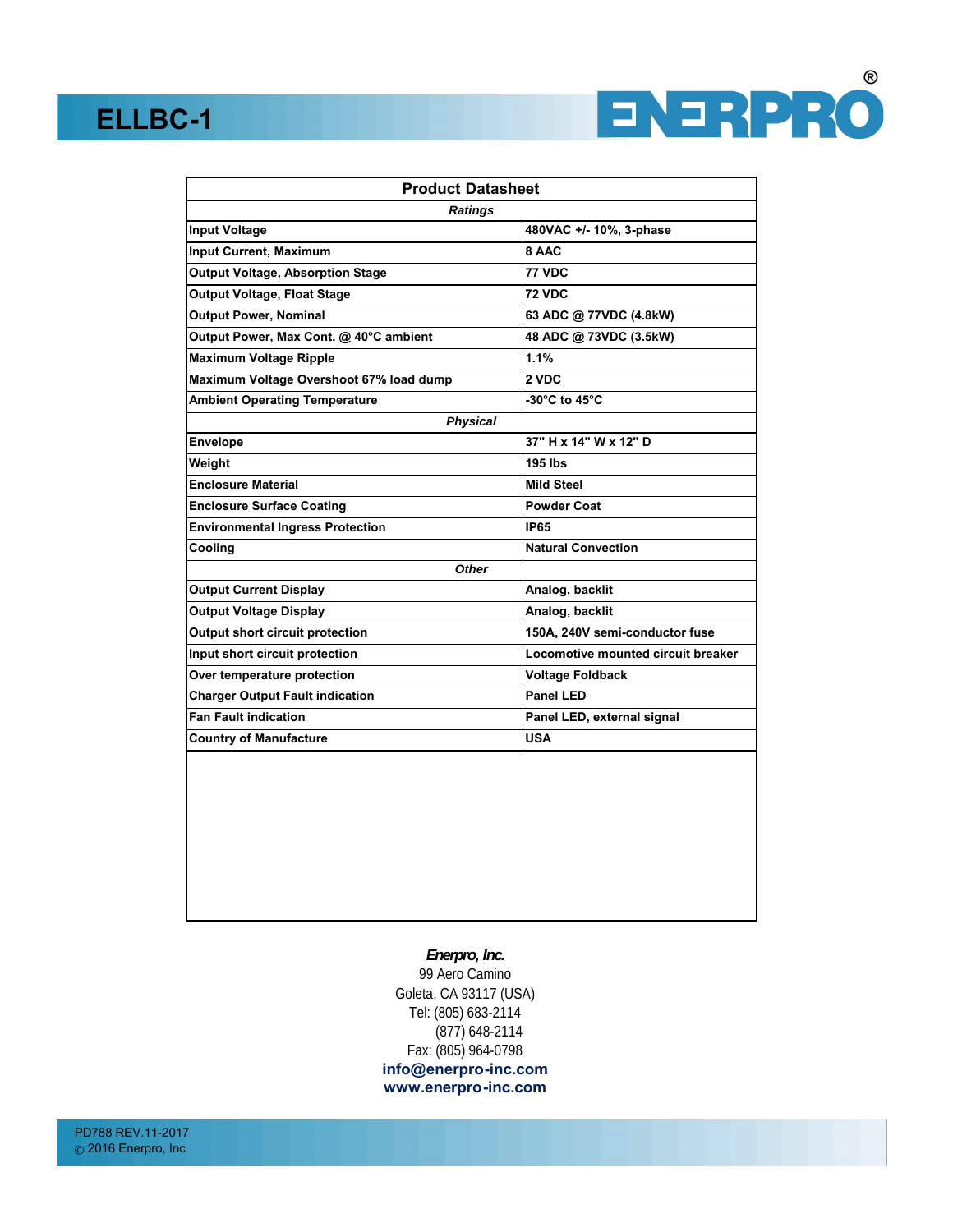# ELLBC-1

ENERPRO®

| Product Datasheet | |
|---|---|
| *Ratings* | |
| Input Voltage | 480VAC +/- 10%, 3-phase |
| Input Current, Maximum | 8 AAC |
| Output Voltage, Absorption Stage | 77 VDC |
| Output Voltage, Float Stage | 72 VDC |
| Output Power, Nominal | 63 ADC @ 77VDC (4.8kW) |
| Output Power, Max Cont. @ 40°C ambient | 48 ADC @ 73VDC (3.5kW) |
| Maximum Voltage Ripple | 1.1% |
| Maximum Voltage Overshoot 67% load dump | 2 VDC |
| Ambient Operating Temperature | -30°C to 45°C |
| *Physical* | |
| Envelope | 37" H x 14" W x 12" D |
| Weight | 195 lbs |
| Enclosure Material | Mild Steel |
| Enclosure Surface Coating | Powder Coat |
| Environmental Ingress Protection | IP65 |
| Cooling | Natural Convection |
| *Other* | |
| Output Current Display | Analog, backlit |
| Output Voltage Display | Analog, backlit |
| Output short circuit protection | 150A, 240V semi-conductor fuse |
| Input short circuit protection | Locomotive mounted circuit breaker |
| Over temperature protection | Voltage Foldback |
| Charger Output Fault indication | Panel LED |
| Fan Fault indication | Panel LED, external signal |
| Country of Manufacture | USA |

***Enerpro, Inc.***
99 Aero Camino
Goleta, CA 93117 (USA)
Tel: (805) 683-2114
(877) 648-2114
Fax: (805) 964-0798
**info@enerpro-inc.com**
**www.enerpro-inc.com**

PD788 REV.11-2017
© 2016 Enerpro, Inc